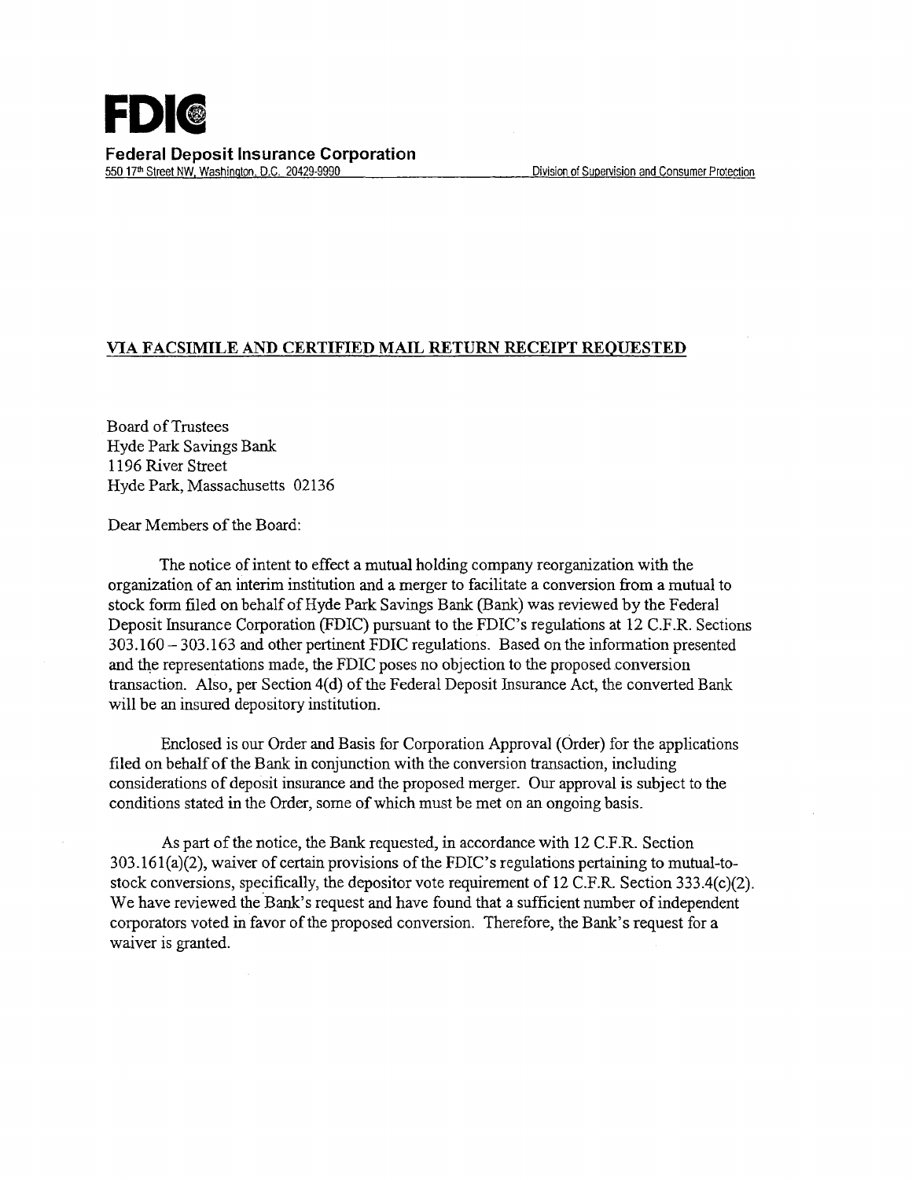# FDIC

**Federal Deposit Insurance Corporation**
550 17th Street NW, Washington, D.C. 20429-9990 Division of Supervision and Consumer Protection

**VIA FACSIMILE AND CERTIFIED MAIL RETURN RECEIPT REQUESTED**

Board of Trustees
Hyde Park Savings Bank
1196 River Street
Hyde Park, Massachusetts 02136

Dear Members of the Board:

The notice of intent to effect a mutual holding company reorganization with the organization of an interim institution and a merger to facilitate a conversion from a mutual to stock form filed on behalf of Hyde Park Savings Bank (Bank) was reviewed by the Federal Deposit Insurance Corporation (FDIC) pursuant to the FDIC's regulations at 12 C.F.R. Sections 303.160 – 303.163 and other pertinent FDIC regulations. Based on the information presented and the representations made, the FDIC poses no objection to the proposed conversion transaction. Also, per Section 4(d) of the Federal Deposit Insurance Act, the converted Bank will be an insured depository institution.

Enclosed is our Order and Basis for Corporation Approval (Order) for the applications filed on behalf of the Bank in conjunction with the conversion transaction, including considerations of deposit insurance and the proposed merger. Our approval is subject to the conditions stated in the Order, some of which must be met on an ongoing basis.

As part of the notice, the Bank requested, in accordance with 12 C.F.R. Section 303.161(a)(2), waiver of certain provisions of the FDIC's regulations pertaining to mutual-to-stock conversions, specifically, the depositor vote requirement of 12 C.F.R. Section 333.4(c)(2). We have reviewed the Bank's request and have found that a sufficient number of independent corporators voted in favor of the proposed conversion. Therefore, the Bank's request for a waiver is granted.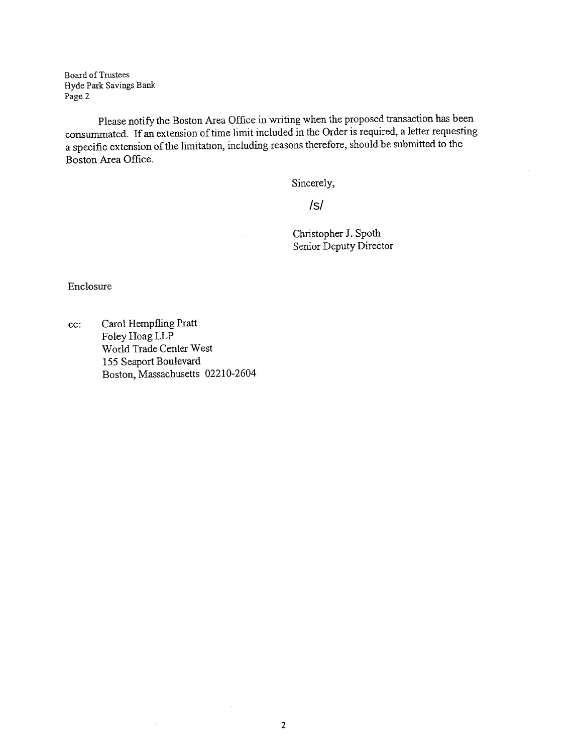Board of Trustees
Hyde Park Savings Bank
Page 2

Please notify the Boston Area Office in writing when the proposed transaction has been consummated. If an extension of time limit included in the Order is required, a letter requesting a specific extension of the limitation, including reasons therefore, should be submitted to the Boston Area Office.

Sincerely,

/s/

Christopher J. Spoth
Senior Deputy Director

Enclosure

cc: Carol Hempfling Pratt
Foley Hoag LLP
World Trade Center West
155 Seaport Boulevard
Boston, Massachusetts 02210-2604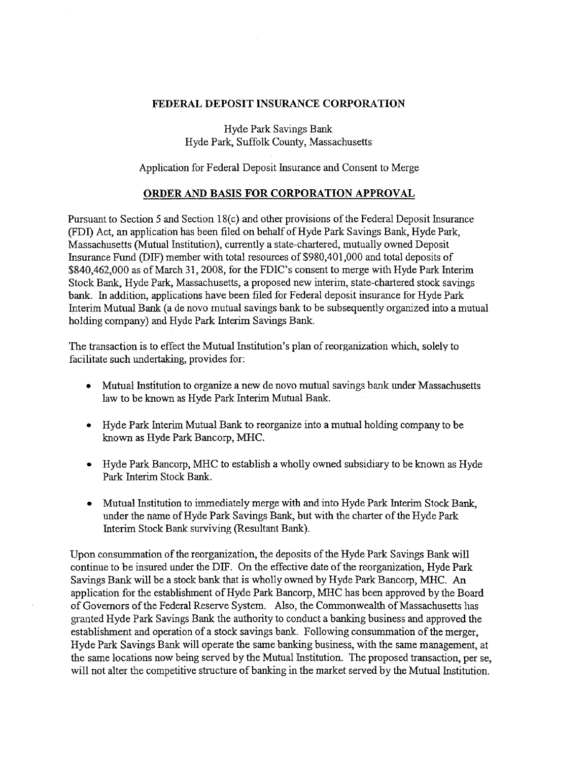**FEDERAL DEPOSIT INSURANCE CORPORATION**

Hyde Park Savings Bank
Hyde Park, Suffolk County, Massachusetts

Application for Federal Deposit Insurance and Consent to Merge

**ORDER AND BASIS FOR CORPORATION APPROVAL**

Pursuant to Section 5 and Section 18(c) and other provisions of the Federal Deposit Insurance (FDI) Act, an application has been filed on behalf of Hyde Park Savings Bank, Hyde Park, Massachusetts (Mutual Institution), currently a state-chartered, mutually owned Deposit Insurance Fund (DIF) member with total resources of $980,401,000 and total deposits of $840,462,000 as of March 31, 2008, for the FDIC's consent to merge with Hyde Park Interim Stock Bank, Hyde Park, Massachusetts, a proposed new interim, state-chartered stock savings bank. In addition, applications have been filed for Federal deposit insurance for Hyde Park Interim Mutual Bank (a de novo mutual savings bank to be subsequently organized into a mutual holding company) and Hyde Park Interim Savings Bank.

The transaction is to effect the Mutual Institution's plan of reorganization which, solely to facilitate such undertaking, provides for:

- Mutual Institution to organize a new de novo mutual savings bank under Massachusetts law to be known as Hyde Park Interim Mutual Bank.
- Hyde Park Interim Mutual Bank to reorganize into a mutual holding company to be known as Hyde Park Bancorp, MHC.
- Hyde Park Bancorp, MHC to establish a wholly owned subsidiary to be known as Hyde Park Interim Stock Bank.
- Mutual Institution to immediately merge with and into Hyde Park Interim Stock Bank, under the name of Hyde Park Savings Bank, but with the charter of the Hyde Park Interim Stock Bank surviving (Resultant Bank).

Upon consummation of the reorganization, the deposits of the Hyde Park Savings Bank will continue to be insured under the DIF. On the effective date of the reorganization, Hyde Park Savings Bank will be a stock bank that is wholly owned by Hyde Park Bancorp, MHC. An application for the establishment of Hyde Park Bancorp, MHC has been approved by the Board of Governors of the Federal Reserve System. Also, the Commonwealth of Massachusetts has granted Hyde Park Savings Bank the authority to conduct a banking business and approved the establishment and operation of a stock savings bank. Following consummation of the merger, Hyde Park Savings Bank will operate the same banking business, with the same management, at the same locations now being served by the Mutual Institution. The proposed transaction, per se, will not alter the competitive structure of banking in the market served by the Mutual Institution.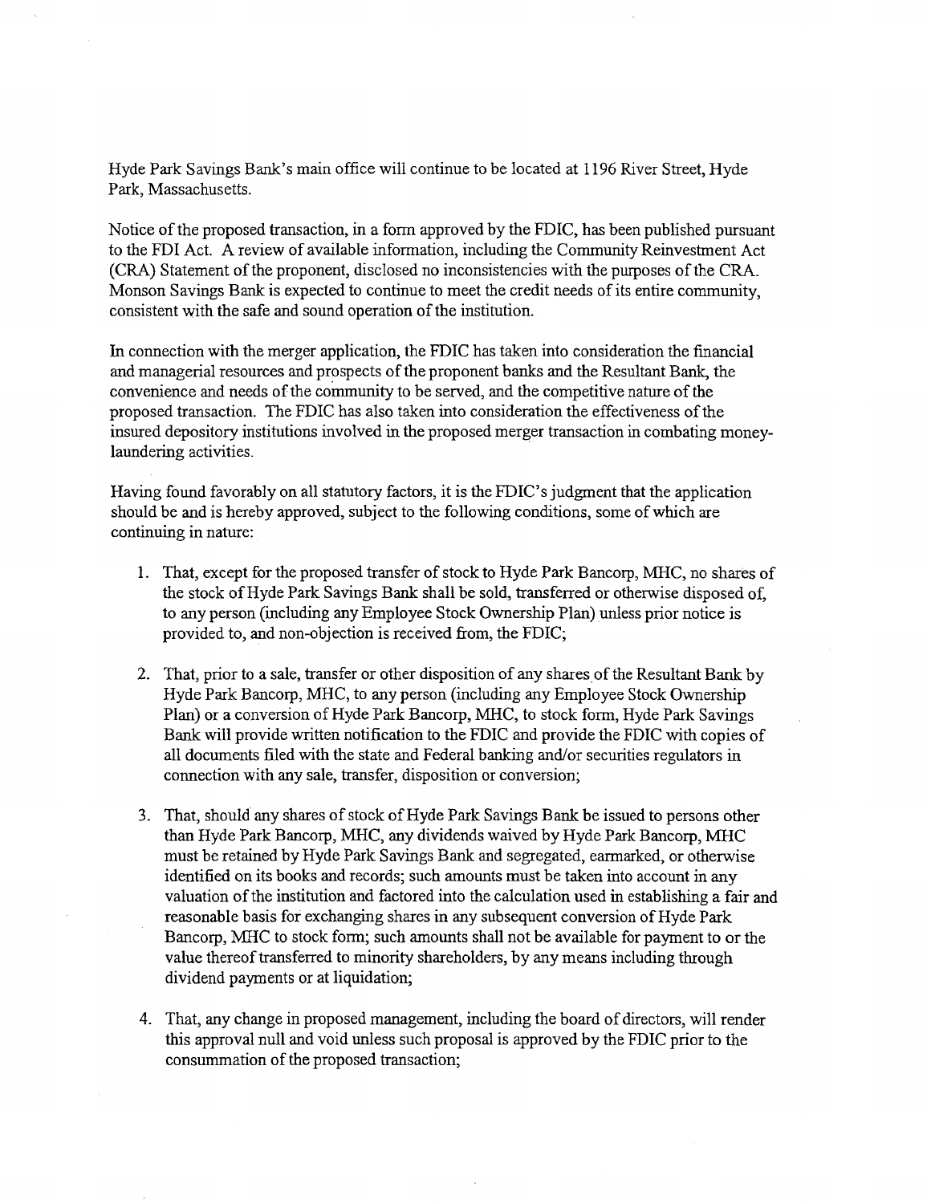Hyde Park Savings Bank's main office will continue to be located at 1196 River Street, Hyde Park, Massachusetts.

Notice of the proposed transaction, in a form approved by the FDIC, has been published pursuant to the FDI Act. A review of available information, including the Community Reinvestment Act (CRA) Statement of the proponent, disclosed no inconsistencies with the purposes of the CRA. Monson Savings Bank is expected to continue to meet the credit needs of its entire community, consistent with the safe and sound operation of the institution.

In connection with the merger application, the FDIC has taken into consideration the financial and managerial resources and prospects of the proponent banks and the Resultant Bank, the convenience and needs of the community to be served, and the competitive nature of the proposed transaction. The FDIC has also taken into consideration the effectiveness of the insured depository institutions involved in the proposed merger transaction in combating money-laundering activities.

Having found favorably on all statutory factors, it is the FDIC's judgment that the application should be and is hereby approved, subject to the following conditions, some of which are continuing in nature:

1. That, except for the proposed transfer of stock to Hyde Park Bancorp, MHC, no shares of the stock of Hyde Park Savings Bank shall be sold, transferred or otherwise disposed of, to any person (including any Employee Stock Ownership Plan) unless prior notice is provided to, and non-objection is received from, the FDIC;

2. That, prior to a sale, transfer or other disposition of any shares of the Resultant Bank by Hyde Park Bancorp, MHC, to any person (including any Employee Stock Ownership Plan) or a conversion of Hyde Park Bancorp, MHC, to stock form, Hyde Park Savings Bank will provide written notification to the FDIC and provide the FDIC with copies of all documents filed with the state and Federal banking and/or securities regulators in connection with any sale, transfer, disposition or conversion;

3. That, should any shares of stock of Hyde Park Savings Bank be issued to persons other than Hyde Park Bancorp, MHC, any dividends waived by Hyde Park Bancorp, MHC must be retained by Hyde Park Savings Bank and segregated, earmarked, or otherwise identified on its books and records; such amounts must be taken into account in any valuation of the institution and factored into the calculation used in establishing a fair and reasonable basis for exchanging shares in any subsequent conversion of Hyde Park Bancorp, MHC to stock form; such amounts shall not be available for payment to or the value thereof transferred to minority shareholders, by any means including through dividend payments or at liquidation;

4. That, any change in proposed management, including the board of directors, will render this approval null and void unless such proposal is approved by the FDIC prior to the consummation of the proposed transaction;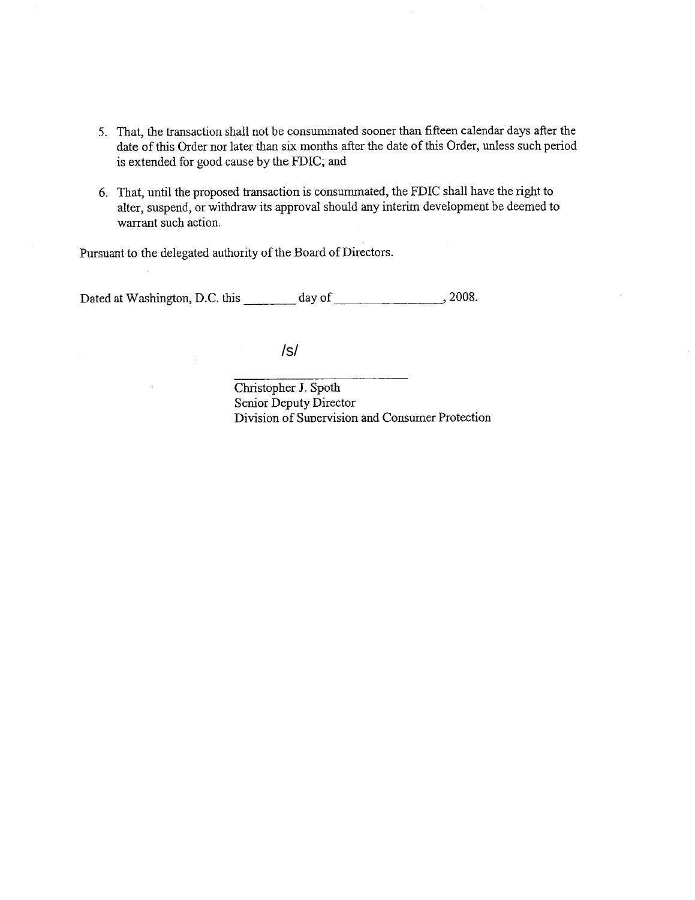5. That, the transaction shall not be consummated sooner than fifteen calendar days after the date of this Order nor later than six months after the date of this Order, unless such period is extended for good cause by the FDIC; and

6. That, until the proposed transaction is consummated, the FDIC shall have the right to alter, suspend, or withdraw its approval should any interim development be deemed to warrant such action.

Pursuant to the delegated authority of the Board of Directors.

Dated at Washington, D.C. this ________ day of ________________, 2008.

/s/

Christopher J. Spoth
Senior Deputy Director
Division of Supervision and Consumer Protection